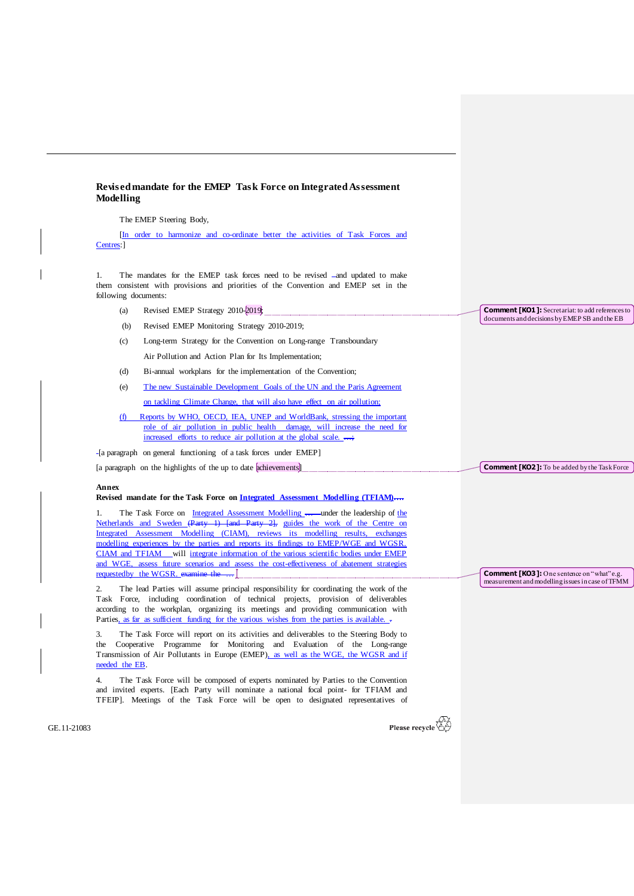## Revised mandate for the EMEP Task Force on Integrated Assessment Modelling

The EMEP Steering Body,

[In order to harmonize and co-ordinate better the activities of Task Forces and Centres:]

1. The mandates for the EMEP task forces need to be revised and updated to make them consistent with provisions and priorities of the Convention and EMEP set in the following documents:

(a) Revised EMEP Strategy 2010-2019;

(b) Revised EMEP Monitoring Strategy 2010-2019;

(c) Long-term Strategy for the Convention on Long-range Transboundary Air Pollution and Action Plan for Its Implementation;

(d) Bi-annual workplans for the implementation of the Convention;

(e) The new Sustainable Development Goals of the UN and the Paris Agreement on tackling Climate Change, that will also have effect on air pollution;

(f) Reports by WHO, OECD, IEA, UNEP and WorldBank, stressing the important role of air pollution in public health damage, will increase the need for increased efforts to reduce air pollution at the global scale. ….;

[a paragraph on general functioning of a task forces under EMEP]

[a paragraph on the highlights of the up to date achievements]

> **Comment [KO1]:** Secretariat: to add references to documents and decisions by EMEP SB and the EB

> **Comment [KO2]:** To be added by the Task Force

**Annex**

**Revised mandate for the Task Force on Integrated Assessment Modelling (TFIAM)….**

1. The Task Force on Integrated Assessment Modelling … under the leadership of the Netherlands and Sweden ~~(Party 1) [and Party 2]~~, guides the work of the Centre on Integrated Assessment Modelling (CIAM), reviews its modelling results, exchanges modelling experiences by the parties and reports its findings to EMEP/WGE and WGSR. CIAM and TFIAM will integrate information of the various scientific bodies under EMEP and WGE, assess future scenarios and assess the cost-effectiveness of abatement strategies requestedby the WGSR. ~~examine the~~ … ]

> **Comment [KO3]:** One sentence on "what" e.g. measurement and modelling issues in case of TFMM

2. The lead Parties will assume principal responsibility for coordinating the work of the Task Force, including coordination of technical projects, provision of deliverables according to the workplan, organizing its meetings and providing communication with Parties, as far as sufficient funding for the various wishes from the parties is available. .

3. The Task Force will report on its activities and deliverables to the Steering Body to the Cooperative Programme for Monitoring and Evaluation of the Long-range Transmission of Air Pollutants in Europe (EMEP), as well as the WGE, the WGSR and if needed the EB.

4. The Task Force will be composed of experts nominated by Parties to the Convention and invited experts. [Each Party will nominate a national focal point- for TFIAM and TFEIP]. Meetings of the Task Force will be open to designated representatives of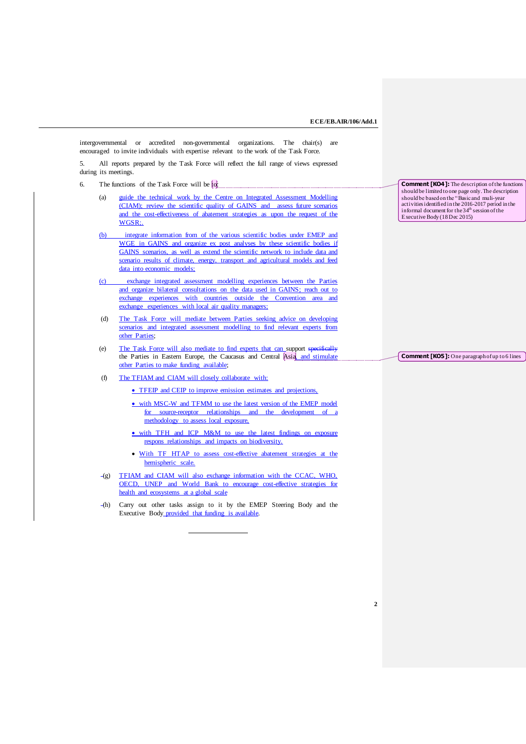intergovernmental or accredited non-governmental organizations. The chair(s) are encouraged to invite individuals with expertise relevant to the work of the Task Force.

5. All reports prepared by the Task Force will reflect the full range of views expressed during its meetings.

6. The functions of the Task Force will be to:

(a) guide the technical work by the Centre on Integrated Assessment Modelling (CIAM); review the scientific quality of GAINS and assess future scenarios and the cost-effectiveness of abatement strategies as upon the request of the WGSR;.

(b) integrate information from of the various scientific bodies under EMEP and WGE in GAINS and organize ex post analyses by these scientific bodies if GAINS scenarios, as well as extend the scientific network to include data and scenario results of climate, energy, transport and agricultural models and feed data into economic models;

(c) exchange integrated assessment modelling experiences between the Parties and organize bilateral consultations on the data used in GAINS; reach out to exchange experiences with countries outside the Convention area and exchange experiences with local air quality managers;

(d) The Task Force will mediate between Parties seeking advice on developing scenarios and integrated assessment modelling to find relevant experts from other Parties;

(e) The Task Force will also mediate to find experts that can support ~~specifically~~ the Parties in Eastern Europe, the Caucasus and Central Asia and stimulate other Parties to make funding available;

(f) The TFIAM and CIAM will closely collaborate with:

- TFEIP and CEIP to improve emission estimates and projections,
- with MSC-W and TFMM to use the latest version of the EMEP model for source-receptor relationships and the development of a methodology to assess local exposure,
- with TFH and ICP M&M to use the latest findings on exposure respons relationships and impacts on biodiversity.
- With TF HTAP to assess cost-effective abatement strategies at the hemispheric scale.

(g) TFIAM and CIAM will also exchange information with the CCAC, WHO, OECD, UNEP and World Bank to encourage cost-effective strategies for health and ecosystems at a global scale

(h) Carry out other tasks assign to it by the EMEP Steering Body and the Executive Body provided that funding is available.

**Comment [KO4]:** The description of the functions should be limited to one page only. The description should be based on the "Basic and muli-year activities identified in the 2016-2017 period in the informal document for the 34th session of the Executive Body (18 Dec 2015)

**Comment [KO5]:** One paragraph of up to 6 lines